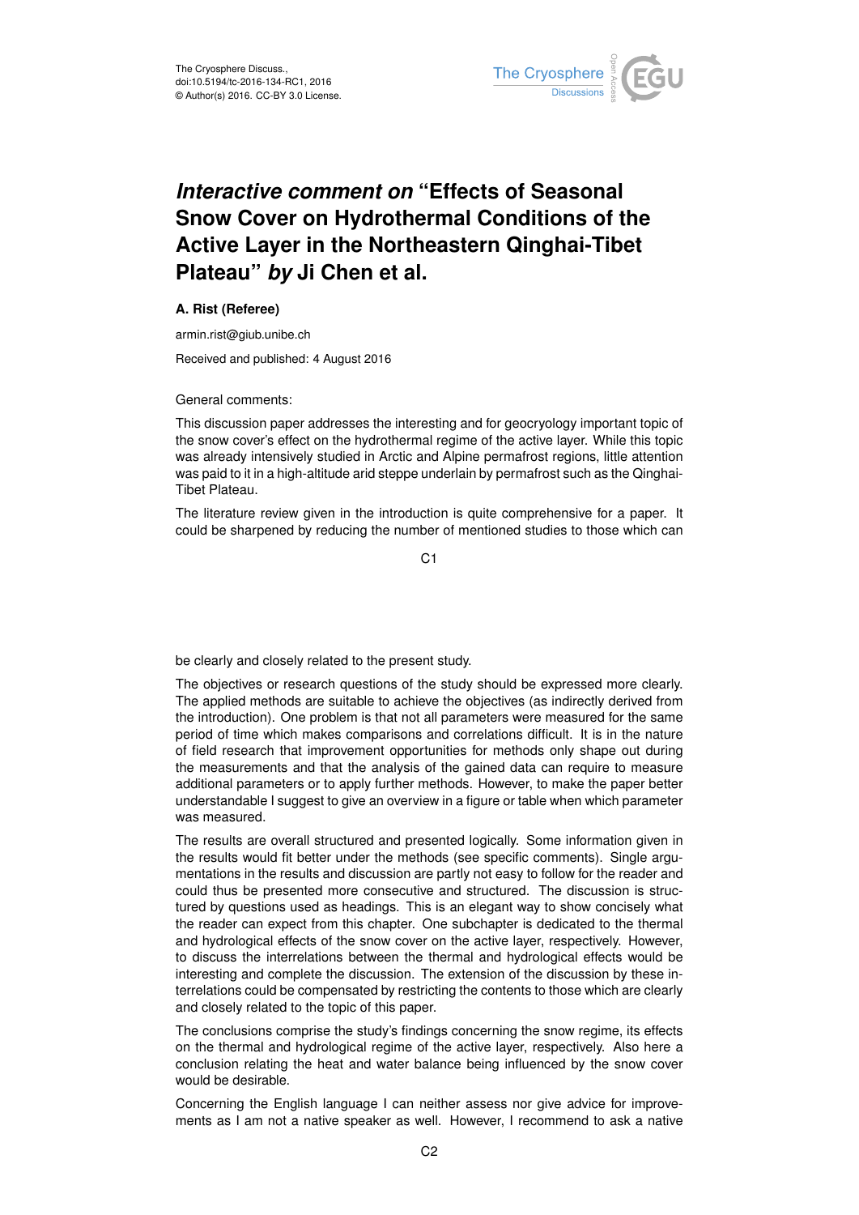# *Interactive comment on* "Effects of Seasonal Snow Cover on Hydrothermal Conditions of the Active Layer in the Northeastern Qinghai-Tibet Plateau" *by* Ji Chen et al.

**A. Rist (Referee)**

armin.rist@giub.unibe.ch

Received and published: 4 August 2016

General comments:

This discussion paper addresses the interesting and for geocryology important topic of the snow cover's effect on the hydrothermal regime of the active layer. While this topic was already intensively studied in Arctic and Alpine permafrost regions, little attention was paid to it in a high-altitude arid steppe underlain by permafrost such as the Qinghai-Tibet Plateau.

The literature review given in the introduction is quite comprehensive for a paper. It could be sharpened by reducing the number of mentioned studies to those which can be clearly and closely related to the present study.

The objectives or research questions of the study should be expressed more clearly. The applied methods are suitable to achieve the objectives (as indirectly derived from the introduction). One problem is that not all parameters were measured for the same period of time which makes comparisons and correlations difficult. It is in the nature of field research that improvement opportunities for methods only shape out during the measurements and that the analysis of the gained data can require to measure additional parameters or to apply further methods. However, to make the paper better understandable I suggest to give an overview in a figure or table when which parameter was measured.

The results are overall structured and presented logically. Some information given in the results would fit better under the methods (see specific comments). Single argumentations in the results and discussion are partly not easy to follow for the reader and could thus be presented more consecutive and structured. The discussion is structured by questions used as headings. This is an elegant way to show concisely what the reader can expect from this chapter. One subchapter is dedicated to the thermal and hydrological effects of the snow cover on the active layer, respectively. However, to discuss the interrelations between the thermal and hydrological effects would be interesting and complete the discussion. The extension of the discussion by these interrelations could be compensated by restricting the contents to those which are clearly and closely related to the topic of this paper.

The conclusions comprise the study's findings concerning the snow regime, its effects on the thermal and hydrological regime of the active layer, respectively. Also here a conclusion relating the heat and water balance being influenced by the snow cover would be desirable.

Concerning the English language I can neither assess nor give advice for improvements as I am not a native speaker as well. However, I recommend to ask a native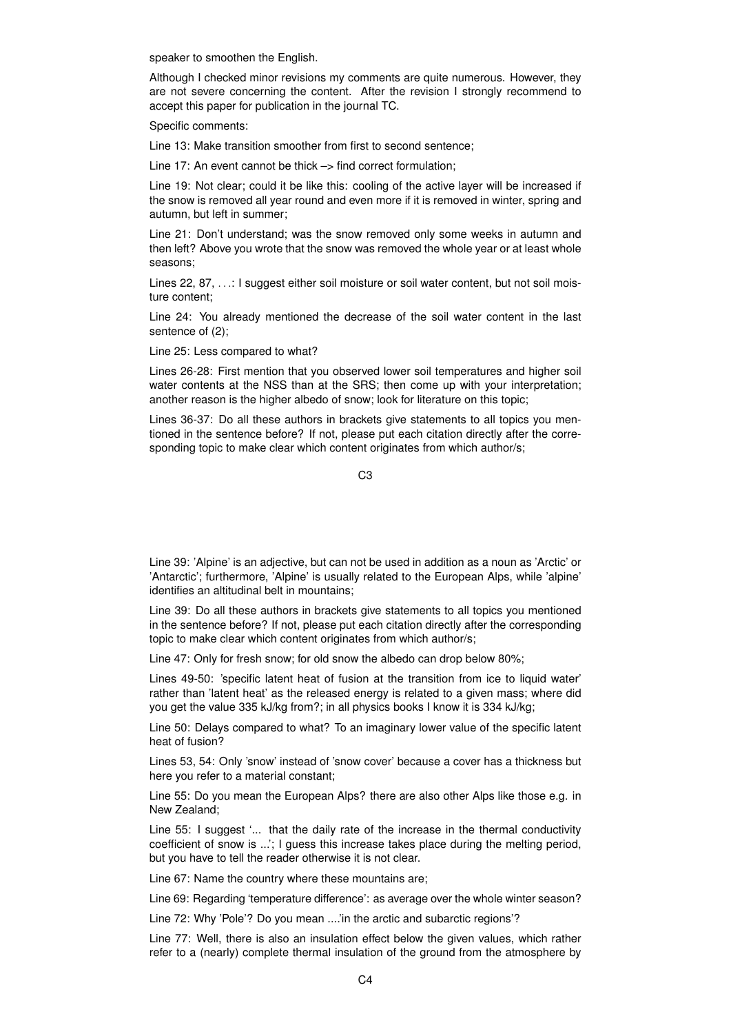speaker to smoothen the English.

Although I checked minor revisions my comments are quite numerous. However, they are not severe concerning the content. After the revision I strongly recommend to accept this paper for publication in the journal TC.

Specific comments:

Line 13: Make transition smoother from first to second sentence;

Line 17: An event cannot be thick –> find correct formulation;

Line 19: Not clear; could it be like this: cooling of the active layer will be increased if the snow is removed all year round and even more if it is removed in winter, spring and autumn, but left in summer;

Line 21: Don't understand; was the snow removed only some weeks in autumn and then left? Above you wrote that the snow was removed the whole year or at least whole seasons;

Lines 22, 87, . . .: I suggest either soil moisture or soil water content, but not soil moisture content;

Line 24: You already mentioned the decrease of the soil water content in the last sentence of (2);

Line 25: Less compared to what?

Lines 26-28: First mention that you observed lower soil temperatures and higher soil water contents at the NSS than at the SRS; then come up with your interpretation; another reason is the higher albedo of snow; look for literature on this topic;

Lines 36-37: Do all these authors in brackets give statements to all topics you mentioned in the sentence before? If not, please put each citation directly after the corresponding topic to make clear which content originates from which author/s;

Line 39: 'Alpine' is an adjective, but can not be used in addition as a noun as 'Arctic' or 'Antarctic'; furthermore, 'Alpine' is usually related to the European Alps, while 'alpine' identifies an altitudinal belt in mountains;

Line 39: Do all these authors in brackets give statements to all topics you mentioned in the sentence before? If not, please put each citation directly after the corresponding topic to make clear which content originates from which author/s;

Line 47: Only for fresh snow; for old snow the albedo can drop below 80%;

Lines 49-50: 'specific latent heat of fusion at the transition from ice to liquid water' rather than 'latent heat' as the released energy is related to a given mass; where did you get the value 335 kJ/kg from?; in all physics books I know it is 334 kJ/kg;

Line 50: Delays compared to what? To an imaginary lower value of the specific latent heat of fusion?

Lines 53, 54: Only 'snow' instead of 'snow cover' because a cover has a thickness but here you refer to a material constant;

Line 55: Do you mean the European Alps? there are also other Alps like those e.g. in New Zealand;

Line 55: I suggest '... that the daily rate of the increase in the thermal conductivity coefficient of snow is ...'; I guess this increase takes place during the melting period, but you have to tell the reader otherwise it is not clear.

Line 67: Name the country where these mountains are;

Line 69: Regarding 'temperature difference': as average over the whole winter season?

Line 72: Why 'Pole'? Do you mean ....'in the arctic and subarctic regions'?

Line 77: Well, there is also an insulation effect below the given values, which rather refer to a (nearly) complete thermal insulation of the ground from the atmosphere by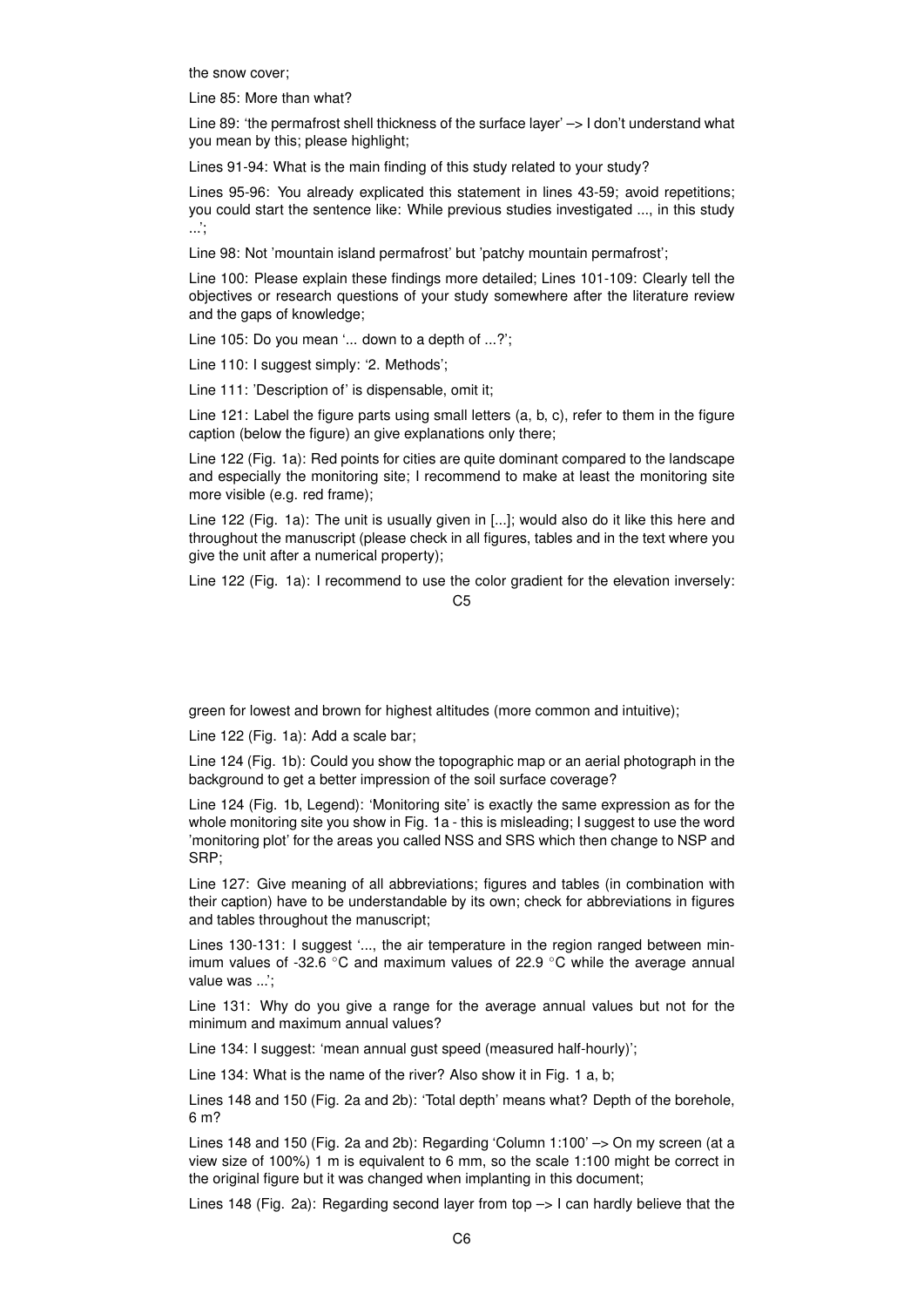the snow cover;

Line 85: More than what?

Line 89: 'the permafrost shell thickness of the surface layer' –> I don't understand what you mean by this; please highlight;

Lines 91-94: What is the main finding of this study related to your study?

Lines 95-96: You already explicated this statement in lines 43-59; avoid repetitions; you could start the sentence like: While previous studies investigated ..., in this study ...';

Line 98: Not 'mountain island permafrost' but 'patchy mountain permafrost';

Line 100: Please explain these findings more detailed; Lines 101-109: Clearly tell the objectives or research questions of your study somewhere after the literature review and the gaps of knowledge;

Line 105: Do you mean '... down to a depth of ...?';

Line 110: I suggest simply: '2. Methods';

Line 111: 'Description of' is dispensable, omit it;

Line 121: Label the figure parts using small letters (a, b, c), refer to them in the figure caption (below the figure) an give explanations only there;

Line 122 (Fig. 1a): Red points for cities are quite dominant compared to the landscape and especially the monitoring site; I recommend to make at least the monitoring site more visible (e.g. red frame);

Line 122 (Fig. 1a): The unit is usually given in [...]; would also do it like this here and throughout the manuscript (please check in all figures, tables and in the text where you give the unit after a numerical property);

Line 122 (Fig. 1a): I recommend to use the color gradient for the elevation inversely: green for lowest and brown for highest altitudes (more common and intuitive);

Line 122 (Fig. 1a): Add a scale bar;

Line 124 (Fig. 1b): Could you show the topographic map or an aerial photograph in the background to get a better impression of the soil surface coverage?

Line 124 (Fig. 1b, Legend): 'Monitoring site' is exactly the same expression as for the whole monitoring site you show in Fig. 1a - this is misleading; I suggest to use the word 'monitoring plot' for the areas you called NSS and SRS which then change to NSP and SRP;

Line 127: Give meaning of all abbreviations; figures and tables (in combination with their caption) have to be understandable by its own; check for abbreviations in figures and tables throughout the manuscript;

Lines 130-131: I suggest '..., the air temperature in the region ranged between minimum values of -32.6 °C and maximum values of 22.9 °C while the average annual value was ...';

Line 131: Why do you give a range for the average annual values but not for the minimum and maximum annual values?

Line 134: I suggest: 'mean annual gust speed (measured half-hourly)';

Line 134: What is the name of the river? Also show it in Fig. 1 a, b;

Lines 148 and 150 (Fig. 2a and 2b): 'Total depth' means what? Depth of the borehole, 6 m?

Lines 148 and 150 (Fig. 2a and 2b): Regarding 'Column 1:100' –> On my screen (at a view size of 100%) 1 m is equivalent to 6 mm, so the scale 1:100 might be correct in the original figure but it was changed when implanting in this document;

Lines 148 (Fig. 2a): Regarding second layer from top –> I can hardly believe that the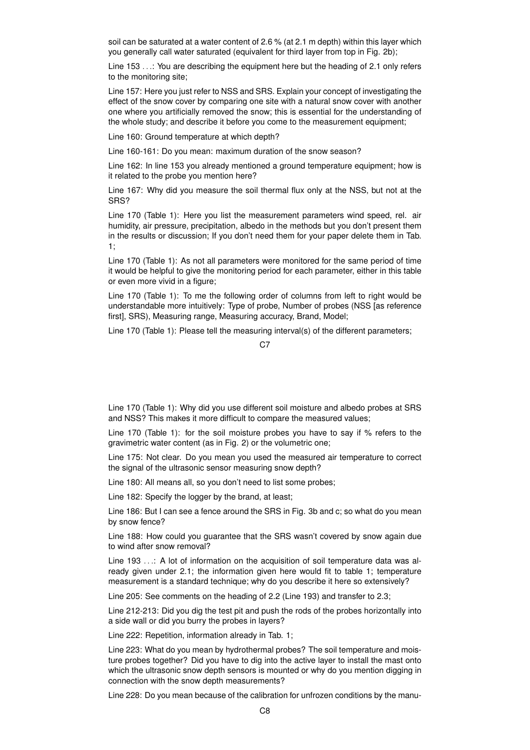soil can be saturated at a water content of 2.6 % (at 2.1 m depth) within this layer which you generally call water saturated (equivalent for third layer from top in Fig. 2b);

Line 153 . . .: You are describing the equipment here but the heading of 2.1 only refers to the monitoring site;

Line 157: Here you just refer to NSS and SRS. Explain your concept of investigating the effect of the snow cover by comparing one site with a natural snow cover with another one where you artificially removed the snow; this is essential for the understanding of the whole study; and describe it before you come to the measurement equipment;

Line 160: Ground temperature at which depth?

Line 160-161: Do you mean: maximum duration of the snow season?

Line 162: In line 153 you already mentioned a ground temperature equipment; how is it related to the probe you mention here?

Line 167: Why did you measure the soil thermal flux only at the NSS, but not at the SRS?

Line 170 (Table 1): Here you list the measurement parameters wind speed, rel. air humidity, air pressure, precipitation, albedo in the methods but you don't present them in the results or discussion; If you don't need them for your paper delete them in Tab. 1;

Line 170 (Table 1): As not all parameters were monitored for the same period of time it would be helpful to give the monitoring period for each parameter, either in this table or even more vivid in a figure;

Line 170 (Table 1): To me the following order of columns from left to right would be understandable more intuitively: Type of probe, Number of probes (NSS [as reference first], SRS), Measuring range, Measuring accuracy, Brand, Model;

Line 170 (Table 1): Please tell the measuring interval(s) of the different parameters;

Line 170 (Table 1): Why did you use different soil moisture and albedo probes at SRS and NSS? This makes it more difficult to compare the measured values;

Line 170 (Table 1): for the soil moisture probes you have to say if % refers to the gravimetric water content (as in Fig. 2) or the volumetric one;

Line 175: Not clear. Do you mean you used the measured air temperature to correct the signal of the ultrasonic sensor measuring snow depth?

Line 180: All means all, so you don't need to list some probes;

Line 182: Specify the logger by the brand, at least;

Line 186: But I can see a fence around the SRS in Fig. 3b and c; so what do you mean by snow fence?

Line 188: How could you guarantee that the SRS wasn't covered by snow again due to wind after snow removal?

Line 193 . . .: A lot of information on the acquisition of soil temperature data was already given under 2.1; the information given here would fit to table 1; temperature measurement is a standard technique; why do you describe it here so extensively?

Line 205: See comments on the heading of 2.2 (Line 193) and transfer to 2.3;

Line 212-213: Did you dig the test pit and push the rods of the probes horizontally into a side wall or did you burry the probes in layers?

Line 222: Repetition, information already in Tab. 1;

Line 223: What do you mean by hydrothermal probes? The soil temperature and moisture probes together? Did you have to dig into the active layer to install the mast onto which the ultrasonic snow depth sensors is mounted or why do you mention digging in connection with the snow depth measurements?

Line 228: Do you mean because of the calibration for unfrozen conditions by the manu-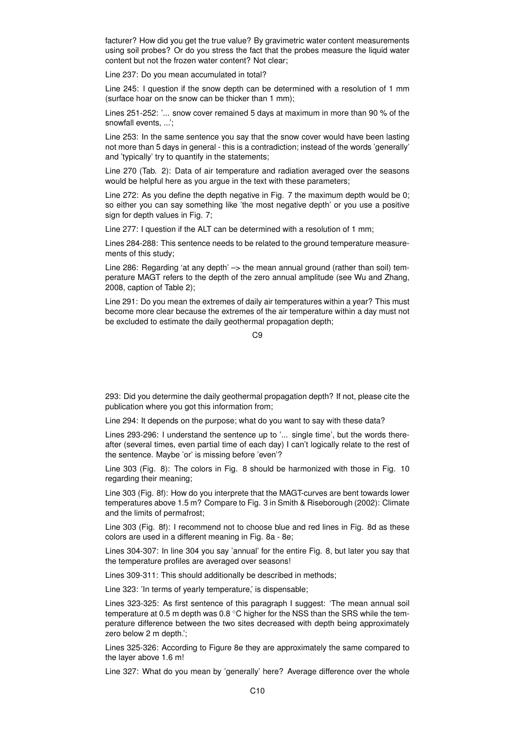facturer? How did you get the true value? By gravimetric water content measurements using soil probes? Or do you stress the fact that the probes measure the liquid water content but not the frozen water content? Not clear;

Line 237: Do you mean accumulated in total?

Line 245: I question if the snow depth can be determined with a resolution of 1 mm (surface hoar on the snow can be thicker than 1 mm);

Lines 251-252: '... snow cover remained 5 days at maximum in more than 90 % of the snowfall events, ...';

Line 253: In the same sentence you say that the snow cover would have been lasting not more than 5 days in general - this is a contradiction; instead of the words 'generally' and 'typically' try to quantify in the statements;

Line 270 (Tab. 2): Data of air temperature and radiation averaged over the seasons would be helpful here as you argue in the text with these parameters;

Line 272: As you define the depth negative in Fig. 7 the maximum depth would be 0; so either you can say something like 'the most negative depth' or you use a positive sign for depth values in Fig. 7;

Line 277: I question if the ALT can be determined with a resolution of 1 mm;

Lines 284-288: This sentence needs to be related to the ground temperature measurements of this study;

Line 286: Regarding 'at any depth' –> the mean annual ground (rather than soil) temperature MAGT refers to the depth of the zero annual amplitude (see Wu and Zhang, 2008, caption of Table 2);

Line 291: Do you mean the extremes of daily air temperatures within a year? This must become more clear because the extremes of the air temperature within a day must not be excluded to estimate the daily geothermal propagation depth;

293: Did you determine the daily geothermal propagation depth? If not, please cite the publication where you got this information from;

Line 294: It depends on the purpose; what do you want to say with these data?

Lines 293-296: I understand the sentence up to '... single time', but the words thereafter (several times, even partial time of each day) I can't logically relate to the rest of the sentence. Maybe 'or' is missing before 'even'?

Line 303 (Fig. 8): The colors in Fig. 8 should be harmonized with those in Fig. 10 regarding their meaning;

Line 303 (Fig. 8f): How do you interprete that the MAGT-curves are bent towards lower temperatures above 1.5 m? Compare to Fig. 3 in Smith & Riseborough (2002): Climate and the limits of permafrost;

Line 303 (Fig. 8f): I recommend not to choose blue and red lines in Fig. 8d as these colors are used in a different meaning in Fig. 8a - 8e;

Lines 304-307: In line 304 you say 'annual' for the entire Fig. 8, but later you say that the temperature profiles are averaged over seasons!

Lines 309-311: This should additionally be described in methods;

Line 323: 'In terms of yearly temperature,' is dispensable;

Lines 323-325: As first sentence of this paragraph I suggest: 'The mean annual soil temperature at 0.5 m depth was 0.8 °C higher for the NSS than the SRS while the temperature difference between the two sites decreased with depth being approximately zero below 2 m depth.';

Lines 325-326: According to Figure 8e they are approximately the same compared to the layer above 1.6 m!

Line 327: What do you mean by 'generally' here? Average difference over the whole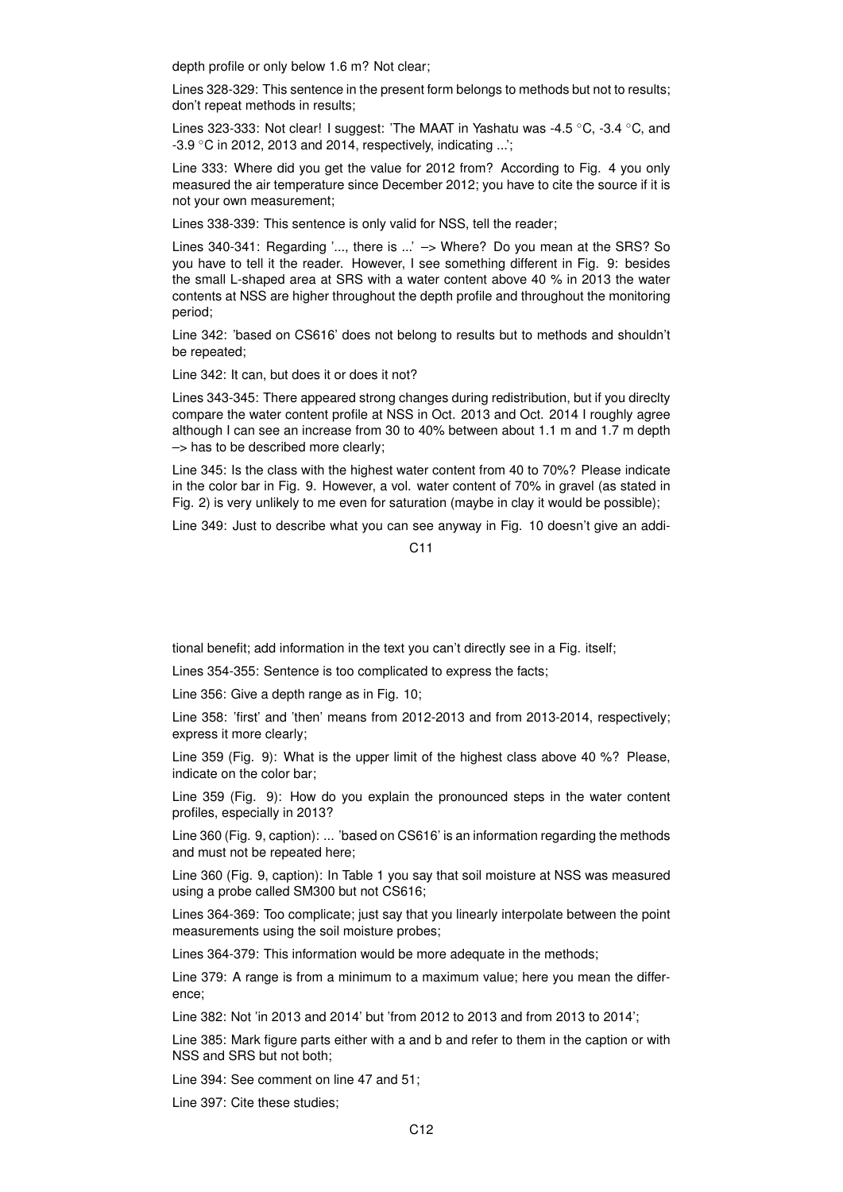depth profile or only below 1.6 m? Not clear;

Lines 328-329: This sentence in the present form belongs to methods but not to results; don't repeat methods in results;

Lines 323-333: Not clear! I suggest: 'The MAAT in Yashatu was -4.5 °C, -3.4 °C, and -3.9 °C in 2012, 2013 and 2014, respectively, indicating ...';

Line 333: Where did you get the value for 2012 from? According to Fig. 4 you only measured the air temperature since December 2012; you have to cite the source if it is not your own measurement;

Lines 338-339: This sentence is only valid for NSS, tell the reader;

Lines 340-341: Regarding '..., there is ...' –> Where? Do you mean at the SRS? So you have to tell it the reader. However, I see something different in Fig. 9: besides the small L-shaped area at SRS with a water content above 40 % in 2013 the water contents at NSS are higher throughout the depth profile and throughout the monitoring period;

Line 342: 'based on CS616' does not belong to results but to methods and shouldn't be repeated;

Line 342: It can, but does it or does it not?

Lines 343-345: There appeared strong changes during redistribution, but if you direclty compare the water content profile at NSS in Oct. 2013 and Oct. 2014 I roughly agree although I can see an increase from 30 to 40% between about 1.1 m and 1.7 m depth –> has to be described more clearly;

Line 345: Is the class with the highest water content from 40 to 70%? Please indicate in the color bar in Fig. 9. However, a vol. water content of 70% in gravel (as stated in Fig. 2) is very unlikely to me even for saturation (maybe in clay it would be possible);

Line 349: Just to describe what you can see anyway in Fig. 10 doesn't give an additional benefit; add information in the text you can't directly see in a Fig. itself;

Lines 354-355: Sentence is too complicated to express the facts;

Line 356: Give a depth range as in Fig. 10;

Line 358: 'first' and 'then' means from 2012-2013 and from 2013-2014, respectively; express it more clearly;

Line 359 (Fig. 9): What is the upper limit of the highest class above 40 %? Please, indicate on the color bar;

Line 359 (Fig. 9): How do you explain the pronounced steps in the water content profiles, especially in 2013?

Line 360 (Fig. 9, caption): ... 'based on CS616' is an information regarding the methods and must not be repeated here;

Line 360 (Fig. 9, caption): In Table 1 you say that soil moisture at NSS was measured using a probe called SM300 but not CS616;

Lines 364-369: Too complicate; just say that you linearly interpolate between the point measurements using the soil moisture probes;

Lines 364-379: This information would be more adequate in the methods;

Line 379: A range is from a minimum to a maximum value; here you mean the difference;

Line 382: Not 'in 2013 and 2014' but 'from 2012 to 2013 and from 2013 to 2014';

Line 385: Mark figure parts either with a and b and refer to them in the caption or with NSS and SRS but not both;

Line 394: See comment on line 47 and 51;

Line 397: Cite these studies;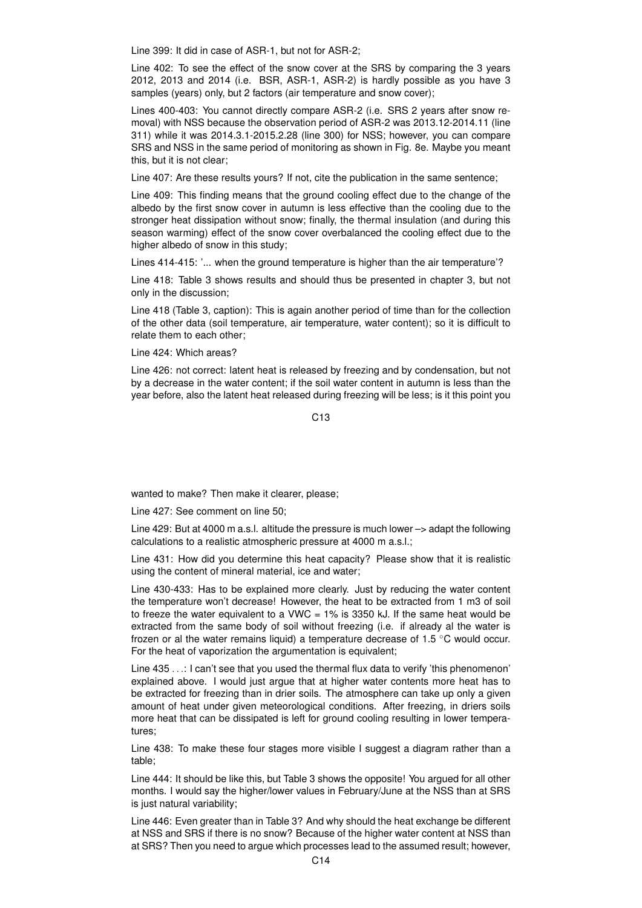Line 399: It did in case of ASR-1, but not for ASR-2;

Line 402: To see the effect of the snow cover at the SRS by comparing the 3 years 2012, 2013 and 2014 (i.e. BSR, ASR-1, ASR-2) is hardly possible as you have 3 samples (years) only, but 2 factors (air temperature and snow cover);

Lines 400-403: You cannot directly compare ASR-2 (i.e. SRS 2 years after snow removal) with NSS because the observation period of ASR-2 was 2013.12-2014.11 (line 311) while it was 2014.3.1-2015.2.28 (line 300) for NSS; however, you can compare SRS and NSS in the same period of monitoring as shown in Fig. 8e. Maybe you meant this, but it is not clear;

Line 407: Are these results yours? If not, cite the publication in the same sentence;

Line 409: This finding means that the ground cooling effect due to the change of the albedo by the first snow cover in autumn is less effective than the cooling due to the stronger heat dissipation without snow; finally, the thermal insulation (and during this season warming) effect of the snow cover overbalanced the cooling effect due to the higher albedo of snow in this study;

Lines 414-415: '... when the ground temperature is higher than the air temperature'?

Line 418: Table 3 shows results and should thus be presented in chapter 3, but not only in the discussion;

Line 418 (Table 3, caption): This is again another period of time than for the collection of the other data (soil temperature, air temperature, water content); so it is difficult to relate them to each other;

Line 424: Which areas?

Line 426: not correct: latent heat is released by freezing and by condensation, but not by a decrease in the water content; if the soil water content in autumn is less than the year before, also the latent heat released during freezing will be less; is it this point you wanted to make? Then make it clearer, please;

Line 427: See comment on line 50;

Line 429: But at 4000 m a.s.l. altitude the pressure is much lower –> adapt the following calculations to a realistic atmospheric pressure at 4000 m a.s.l.;

Line 431: How did you determine this heat capacity? Please show that it is realistic using the content of mineral material, ice and water;

Line 430-433: Has to be explained more clearly. Just by reducing the water content the temperature won't decrease! However, the heat to be extracted from 1 m3 of soil to freeze the water equivalent to a VWC = 1% is 3350 kJ. If the same heat would be extracted from the same body of soil without freezing (i.e. if already al the water is frozen or al the water remains liquid) a temperature decrease of 1.5 °C would occur. For the heat of vaporization the argumentation is equivalent;

Line 435 ...: I can't see that you used the thermal flux data to verify 'this phenomenon' explained above. I would just argue that at higher water contents more heat has to be extracted for freezing than in drier soils. The atmosphere can take up only a given amount of heat under given meteorological conditions. After freezing, in driers soils more heat that can be dissipated is left for ground cooling resulting in lower temperatures;

Line 438: To make these four stages more visible I suggest a diagram rather than a table;

Line 444: It should be like this, but Table 3 shows the opposite! You argued for all other months. I would say the higher/lower values in February/June at the NSS than at SRS is just natural variability;

Line 446: Even greater than in Table 3? And why should the heat exchange be different at NSS and SRS if there is no snow? Because of the higher water content at NSS than at SRS? Then you need to argue which processes lead to the assumed result; however,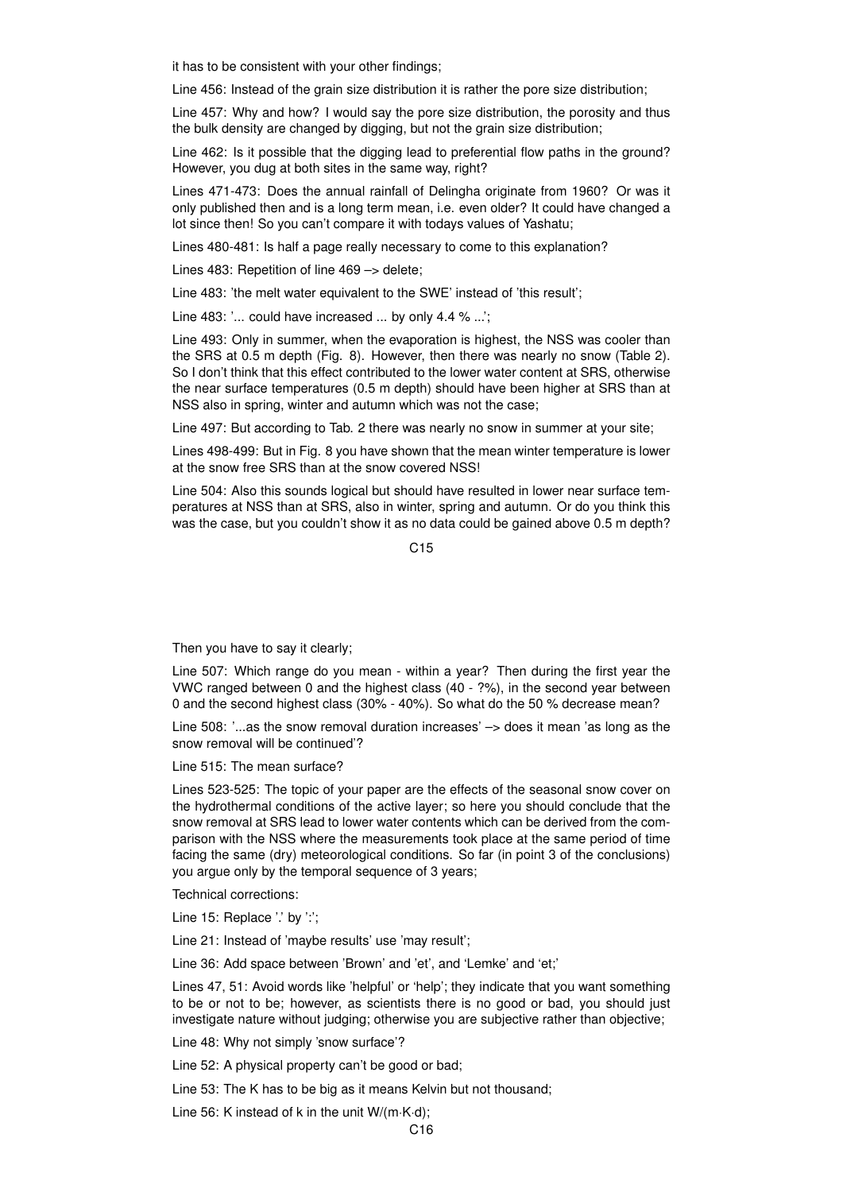it has to be consistent with your other findings;

Line 456: Instead of the grain size distribution it is rather the pore size distribution;

Line 457: Why and how? I would say the pore size distribution, the porosity and thus the bulk density are changed by digging, but not the grain size distribution;

Line 462: Is it possible that the digging lead to preferential flow paths in the ground? However, you dug at both sites in the same way, right?

Lines 471-473: Does the annual rainfall of Delingha originate from 1960? Or was it only published then and is a long term mean, i.e. even older? It could have changed a lot since then! So you can't compare it with todays values of Yashatu;

Lines 480-481: Is half a page really necessary to come to this explanation?

Lines 483: Repetition of line 469 –> delete;

Line 483: 'the melt water equivalent to the SWE' instead of 'this result';

Line 483: '... could have increased ... by only 4.4 % ...';

Line 493: Only in summer, when the evaporation is highest, the NSS was cooler than the SRS at 0.5 m depth (Fig. 8). However, then there was nearly no snow (Table 2). So I don't think that this effect contributed to the lower water content at SRS, otherwise the near surface temperatures (0.5 m depth) should have been higher at SRS than at NSS also in spring, winter and autumn which was not the case;

Line 497: But according to Tab. 2 there was nearly no snow in summer at your site;

Lines 498-499: But in Fig. 8 you have shown that the mean winter temperature is lower at the snow free SRS than at the snow covered NSS!

Line 504: Also this sounds logical but should have resulted in lower near surface temperatures at NSS than at SRS, also in winter, spring and autumn. Or do you think this was the case, but you couldn't show it as no data could be gained above 0.5 m depth? Then you have to say it clearly;

Line 507: Which range do you mean - within a year? Then during the first year the VWC ranged between 0 and the highest class (40 - ?%), in the second year between 0 and the second highest class (30% - 40%). So what do the 50 % decrease mean?

Line 508: '...as the snow removal duration increases' –> does it mean 'as long as the snow removal will be continued'?

Line 515: The mean surface?

Lines 523-525: The topic of your paper are the effects of the seasonal snow cover on the hydrothermal conditions of the active layer; so here you should conclude that the snow removal at SRS lead to lower water contents which can be derived from the comparison with the NSS where the measurements took place at the same period of time facing the same (dry) meteorological conditions. So far (in point 3 of the conclusions) you argue only by the temporal sequence of 3 years;

Technical corrections:

Line 15: Replace '.' by ':';

Line 21: Instead of 'maybe results' use 'may result';

Line 36: Add space between 'Brown' and 'et', and 'Lemke' and 'et;'

Lines 47, 51: Avoid words like 'helpful' or 'help'; they indicate that you want something to be or not to be; however, as scientists there is no good or bad, you should just investigate nature without judging; otherwise you are subjective rather than objective;

Line 48: Why not simply 'snow surface'?

Line 52: A physical property can't be good or bad;

Line 53: The K has to be big as it means Kelvin but not thousand;

Line 56: K instead of k in the unit W/(m·K·d);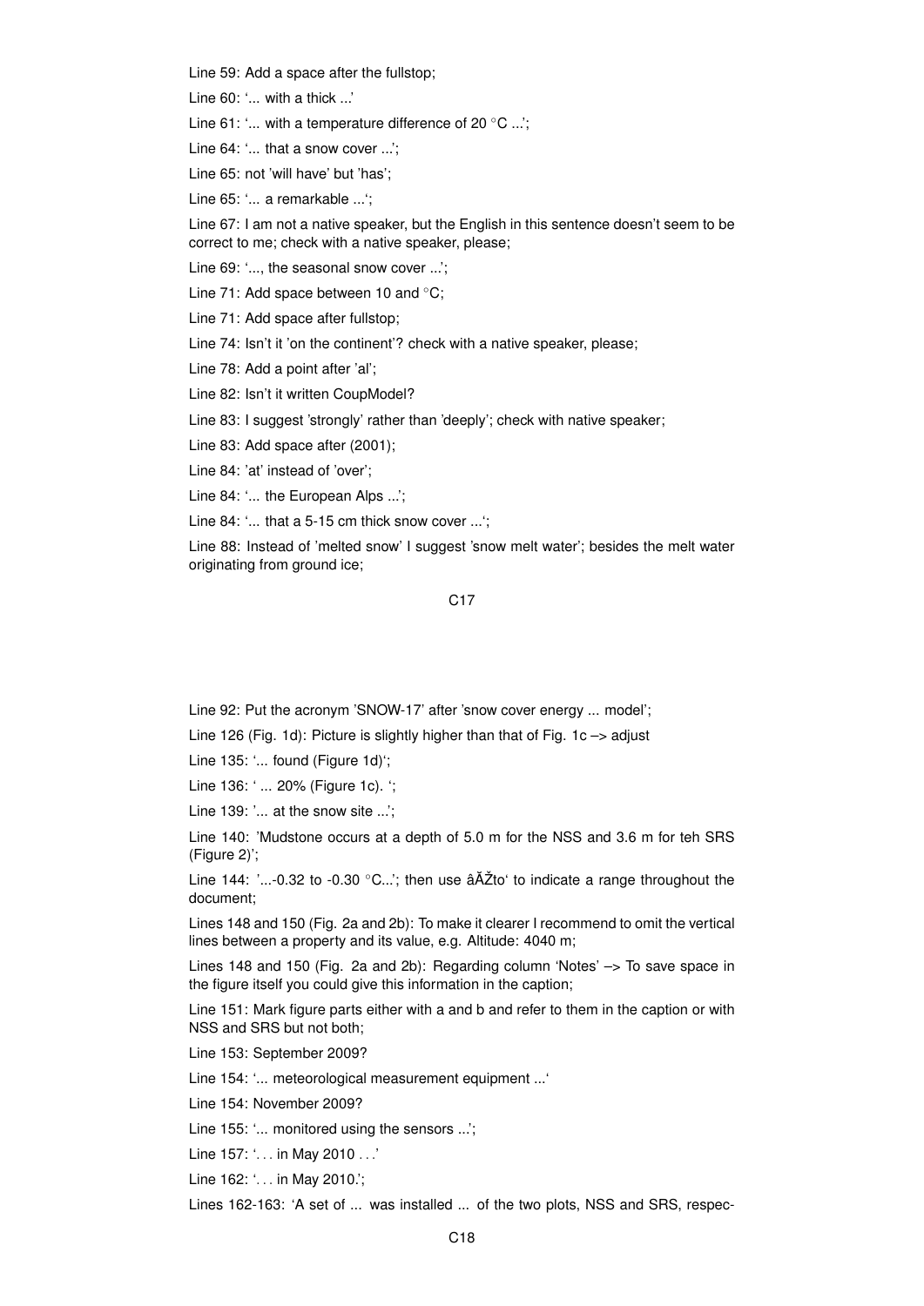Line 59: Add a space after the fullstop;

Line 60: '... with a thick ...'

Line 61: '... with a temperature difference of 20 °C ...';

Line 64: '... that a snow cover ...';

Line 65: not 'will have' but 'has';

Line 65: '... a remarkable ...';

Line 67: I am not a native speaker, but the English in this sentence doesn't seem to be correct to me; check with a native speaker, please;

Line 69: '..., the seasonal snow cover ...';

Line 71: Add space between 10 and °C;

Line 71: Add space after fullstop;

Line 74: Isn't it 'on the continent'? check with a native speaker, please;

Line 78: Add a point after 'al';

Line 82: Isn't it written CoupModel?

Line 83: I suggest 'strongly' rather than 'deeply'; check with native speaker;

Line 83: Add space after (2001);

Line 84: 'at' instead of 'over';

Line 84: '... the European Alps ...';

Line 84: '... that a 5-15 cm thick snow cover ...';

Line 88: Instead of 'melted snow' I suggest 'snow melt water'; besides the melt water originating from ground ice;

Line 92: Put the acronym 'SNOW-17' after 'snow cover energy ... model';

Line 126 (Fig. 1d): Picture is slightly higher than that of Fig. 1c –> adjust

Line 135: '... found (Figure 1d)';

Line 136: ' ... 20% (Figure 1c). ';

Line 139: '... at the snow site ...';

Line 140: 'Mudstone occurs at a depth of 5.0 m for the NSS and 3.6 m for teh SRS (Figure 2)';

Line 144: '...-0.32 to -0.30 °C...'; then use âĂŽto' to indicate a range throughout the document;

Lines 148 and 150 (Fig. 2a and 2b): To make it clearer I recommend to omit the vertical lines between a property and its value, e.g. Altitude: 4040 m;

Lines 148 and 150 (Fig. 2a and 2b): Regarding column 'Notes' –> To save space in the figure itself you could give this information in the caption;

Line 151: Mark figure parts either with a and b and refer to them in the caption or with NSS and SRS but not both;

Line 153: September 2009?

Line 154: '... meteorological measurement equipment ...'

Line 154: November 2009?

Line 155: '... monitored using the sensors ...';

Line 157: '. . . in May 2010 . . .'

Line 162: '. . . in May 2010.';

Lines 162-163: 'A set of ... was installed ... of the two plots, NSS and SRS, respec-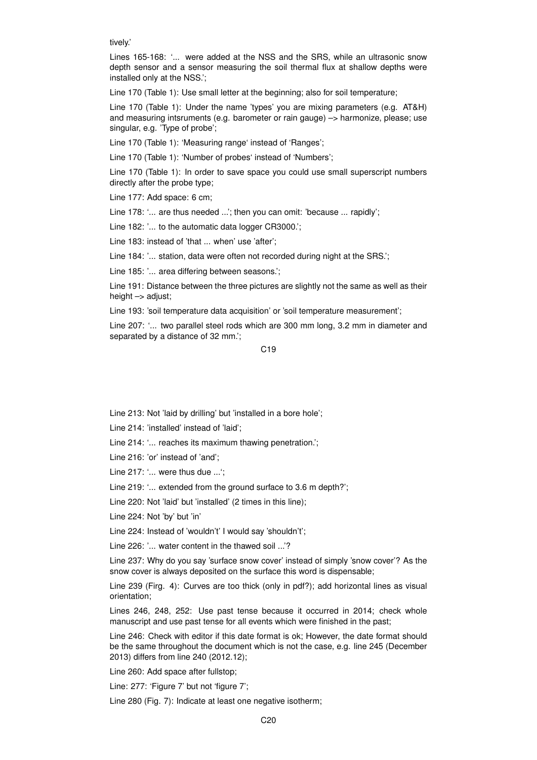tively.'

Lines 165-168: '... were added at the NSS and the SRS, while an ultrasonic snow depth sensor and a sensor measuring the soil thermal flux at shallow depths were installed only at the NSS.';

Line 170 (Table 1): Use small letter at the beginning; also for soil temperature;

Line 170 (Table 1): Under the name 'types' you are mixing parameters (e.g. AT&H) and measuring intsruments (e.g. barometer or rain gauge) –> harmonize, please; use singular, e.g. 'Type of probe';

Line 170 (Table 1): 'Measuring range' instead of 'Ranges';

Line 170 (Table 1): 'Number of probes' instead of 'Numbers';

Line 170 (Table 1): In order to save space you could use small superscript numbers directly after the probe type;

Line 177: Add space: 6 cm;

Line 178: '... are thus needed ...'; then you can omit: 'because ... rapidly';

Line 182: '... to the automatic data logger CR3000.';

Line 183: instead of 'that ... when' use 'after';

Line 184: '... station, data were often not recorded during night at the SRS.';

Line 185: '... area differing between seasons.';

Line 191: Distance between the three pictures are slightly not the same as well as their height –> adjust;

Line 193: 'soil temperature data acquisition' or 'soil temperature measurement';

Line 207: '... two parallel steel rods which are 300 mm long, 3.2 mm in diameter and separated by a distance of 32 mm.';

Line 213: Not 'laid by drilling' but 'installed in a bore hole';

Line 214: 'installed' instead of 'laid';

Line 214: '... reaches its maximum thawing penetration.';

Line 216: 'or' instead of 'and';

Line 217: '... were thus due ...';

Line 219: '... extended from the ground surface to 3.6 m depth?';

Line 220: Not 'laid' but 'installed' (2 times in this line);

Line 224: Not 'by' but 'in'

Line 224: Instead of 'wouldn't' I would say 'shouldn't';

Line 226: '... water content in the thawed soil ...'?

Line 237: Why do you say 'surface snow cover' instead of simply 'snow cover'? As the snow cover is always deposited on the surface this word is dispensable;

Line 239 (Firg. 4): Curves are too thick (only in pdf?); add horizontal lines as visual orientation;

Lines 246, 248, 252: Use past tense because it occurred in 2014; check whole manuscript and use past tense for all events which were finished in the past;

Line 246: Check with editor if this date format is ok; However, the date format should be the same throughout the document which is not the case, e.g. line 245 (December 2013) differs from line 240 (2012.12);

Line 260: Add space after fullstop;

Line: 277: 'Figure 7' but not 'figure 7';

Line 280 (Fig. 7): Indicate at least one negative isotherm;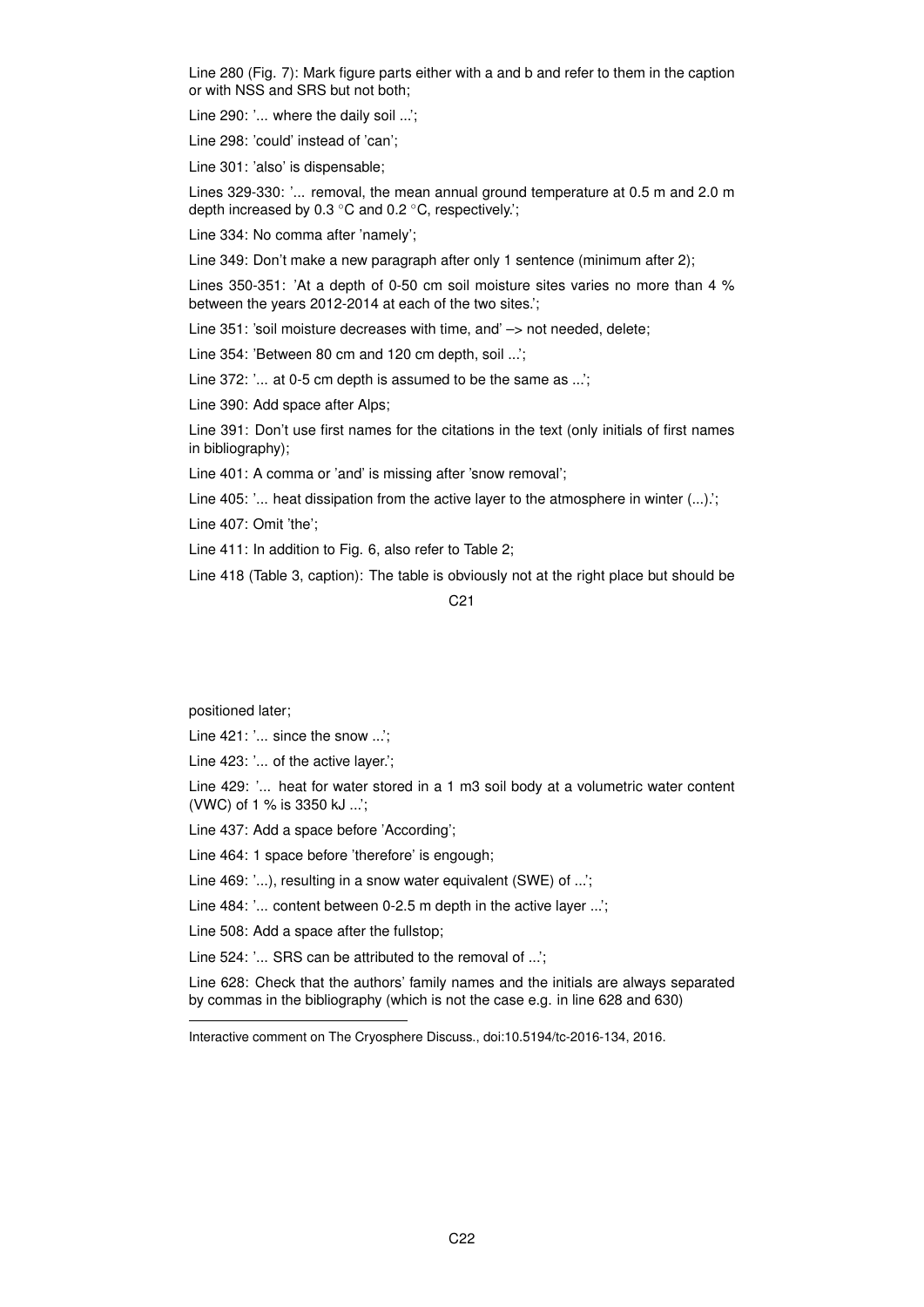Line 280 (Fig. 7): Mark figure parts either with a and b and refer to them in the caption or with NSS and SRS but not both;

Line 290: '... where the daily soil ...';

Line 298: 'could' instead of 'can';

Line 301: 'also' is dispensable;

Lines 329-330: '... removal, the mean annual ground temperature at 0.5 m and 2.0 m depth increased by 0.3 °C and 0.2 °C, respectively.';

Line 334: No comma after 'namely';

Line 349: Don't make a new paragraph after only 1 sentence (minimum after 2);

Lines 350-351: 'At a depth of 0-50 cm soil moisture sites varies no more than 4 % between the years 2012-2014 at each of the two sites.';

Line 351: 'soil moisture decreases with time, and' –> not needed, delete;

Line 354: 'Between 80 cm and 120 cm depth, soil ...';

Line 372: '... at 0-5 cm depth is assumed to be the same as ...';

Line 390: Add space after Alps;

Line 391: Don't use first names for the citations in the text (only initials of first names in bibliography);

Line 401: A comma or 'and' is missing after 'snow removal';

Line 405: '... heat dissipation from the active layer to the atmosphere in winter (...).';

Line 407: Omit 'the';

Line 411: In addition to Fig. 6, also refer to Table 2;

Line 418 (Table 3, caption): The table is obviously not at the right place but should be positioned later;

Line 421: '... since the snow ...';

Line 423: '... of the active layer.';

Line 429: '... heat for water stored in a 1 m3 soil body at a volumetric water content (VWC) of 1 % is 3350 kJ ...';

Line 437: Add a space before 'According';

Line 464: 1 space before 'therefore' is engough;

Line 469: '...), resulting in a snow water equivalent (SWE) of ...';

Line 484: '... content between 0-2.5 m depth in the active layer ...';

Line 508: Add a space after the fullstop;

Line 524: '... SRS can be attributed to the removal of ...';

Line 628: Check that the authors' family names and the initials are always separated by commas in the bibliography (which is not the case e.g. in line 628 and 630)

---

Interactive comment on The Cryosphere Discuss., doi:10.5194/tc-2016-134, 2016.